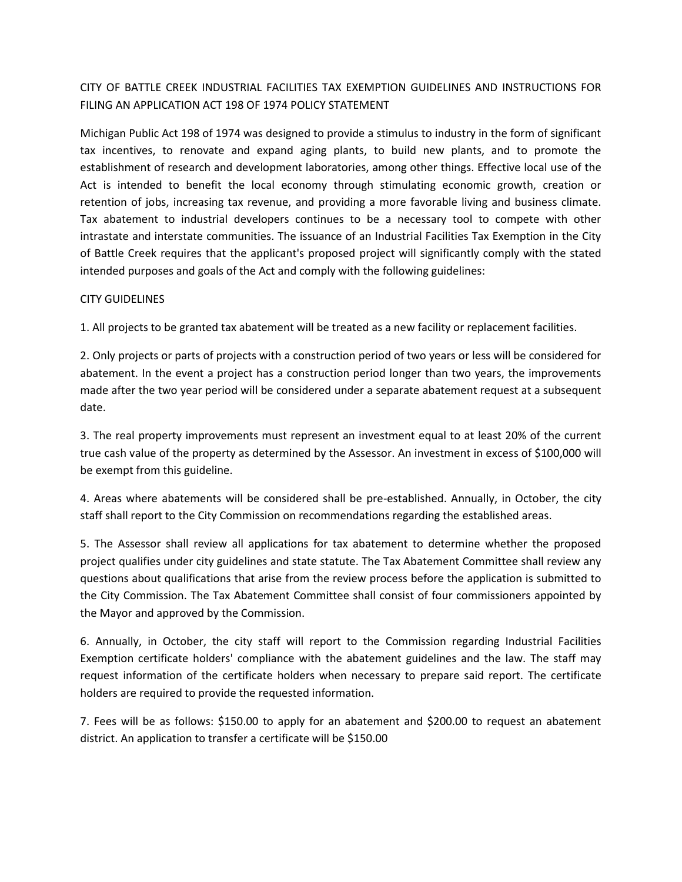# CITY OF BATTLE CREEK INDUSTRIAL FACILITIES TAX EXEMPTION GUIDELINES AND INSTRUCTIONS FOR FILING AN APPLICATION ACT 198 OF 1974 POLICY STATEMENT

Michigan Public Act 198 of 1974 was designed to provide a stimulus to industry in the form of significant tax incentives, to renovate and expand aging plants, to build new plants, and to promote the establishment of research and development laboratories, among other things. Effective local use of the Act is intended to benefit the local economy through stimulating economic growth, creation or retention of jobs, increasing tax revenue, and providing a more favorable living and business climate. Tax abatement to industrial developers continues to be a necessary tool to compete with other intrastate and interstate communities. The issuance of an Industrial Facilities Tax Exemption in the City of Battle Creek requires that the applicant's proposed project will significantly comply with the stated intended purposes and goals of the Act and comply with the following guidelines:

## CITY GUIDELINES

1. All projects to be granted tax abatement will be treated as a new facility or replacement facilities.

2. Only projects or parts of projects with a construction period of two years or less will be considered for abatement. In the event a project has a construction period longer than two years, the improvements made after the two year period will be considered under a separate abatement request at a subsequent date.

3. The real property improvements must represent an investment equal to at least 20% of the current true cash value of the property as determined by the Assessor. An investment in excess of $100,000 will be exempt from this guideline.

4. Areas where abatements will be considered shall be pre-established. Annually, in October, the city staff shall report to the City Commission on recommendations regarding the established areas.

5. The Assessor shall review all applications for tax abatement to determine whether the proposed project qualifies under city guidelines and state statute. The Tax Abatement Committee shall review any questions about qualifications that arise from the review process before the application is submitted to the City Commission. The Tax Abatement Committee shall consist of four commissioners appointed by the Mayor and approved by the Commission.

6. Annually, in October, the city staff will report to the Commission regarding Industrial Facilities Exemption certificate holders' compliance with the abatement guidelines and the law. The staff may request information of the certificate holders when necessary to prepare said report. The certificate holders are required to provide the requested information.

7. Fees will be as follows: $150.00 to apply for an abatement and $200.00 to request an abatement district. An application to transfer a certificate will be $150.00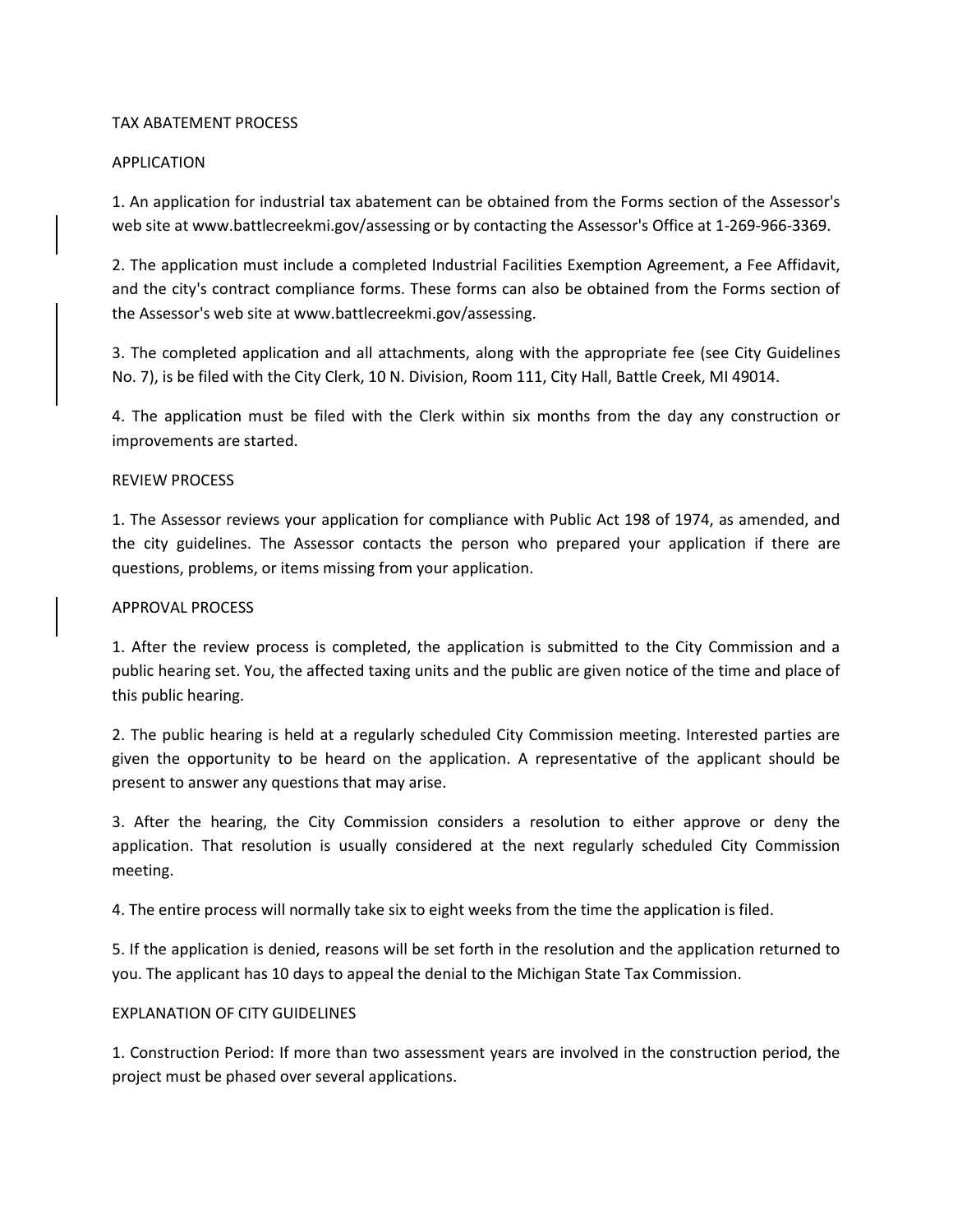## TAX ABATEMENT PROCESS

### APPLICATION

1. An application for industrial tax abatement can be obtained from the Forms section of the Assessor's web site at www.battlecreekmi.gov/assessing or by contacting the Assessor's Office at 1-269-966-3369.

2. The application must include a completed Industrial Facilities Exemption Agreement, a Fee Affidavit, and the city's contract compliance forms. These forms can also be obtained from the Forms section of the Assessor's web site at www.battlecreekmi.gov/assessing.

3. The completed application and all attachments, along with the appropriate fee (see City Guidelines No. 7), is be filed with the City Clerk, 10 N. Division, Room 111, City Hall, Battle Creek, MI 49014.

4. The application must be filed with the Clerk within six months from the day any construction or improvements are started.

### REVIEW PROCESS

1. The Assessor reviews your application for compliance with Public Act 198 of 1974, as amended, and the city guidelines. The Assessor contacts the person who prepared your application if there are questions, problems, or items missing from your application.

### APPROVAL PROCESS

1. After the review process is completed, the application is submitted to the City Commission and a public hearing set. You, the affected taxing units and the public are given notice of the time and place of this public hearing.

2. The public hearing is held at a regularly scheduled City Commission meeting. Interested parties are given the opportunity to be heard on the application. A representative of the applicant should be present to answer any questions that may arise.

3. After the hearing, the City Commission considers a resolution to either approve or deny the application. That resolution is usually considered at the next regularly scheduled City Commission meeting.

4. The entire process will normally take six to eight weeks from the time the application is filed.

5. If the application is denied, reasons will be set forth in the resolution and the application returned to you. The applicant has 10 days to appeal the denial to the Michigan State Tax Commission.

### EXPLANATION OF CITY GUIDELINES

1. Construction Period: If more than two assessment years are involved in the construction period, the project must be phased over several applications.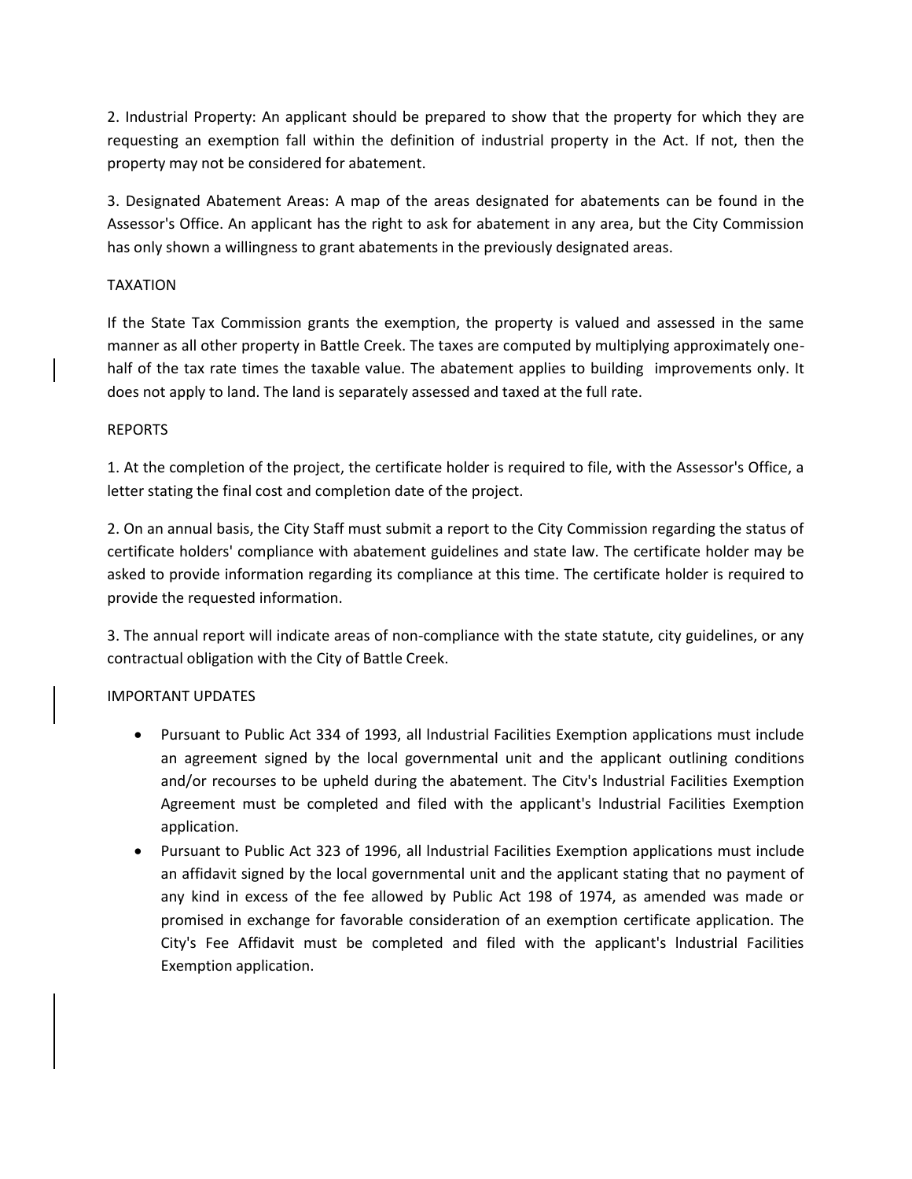2. Industrial Property: An applicant should be prepared to show that the property for which they are requesting an exemption fall within the definition of industrial property in the Act. If not, then the property may not be considered for abatement.

3. Designated Abatement Areas: A map of the areas designated for abatements can be found in the Assessor's Office. An applicant has the right to ask for abatement in any area, but the City Commission has only shown a willingness to grant abatements in the previously designated areas.

## TAXATION

If the State Tax Commission grants the exemption, the property is valued and assessed in the same manner as all other property in Battle Creek. The taxes are computed by multiplying approximately one-half of the tax rate times the taxable value. The abatement applies to building improvements only. It does not apply to land. The land is separately assessed and taxed at the full rate.

## REPORTS

1. At the completion of the project, the certificate holder is required to file, with the Assessor's Office, a letter stating the final cost and completion date of the project.

2. On an annual basis, the City Staff must submit a report to the City Commission regarding the status of certificate holders' compliance with abatement guidelines and state law. The certificate holder may be asked to provide information regarding its compliance at this time. The certificate holder is required to provide the requested information.

3. The annual report will indicate areas of non-compliance with the state statute, city guidelines, or any contractual obligation with the City of Battle Creek.

## IMPORTANT UPDATES

- Pursuant to Public Act 334 of 1993, all lndustrial Facilities Exemption applications must include an agreement signed by the local governmental unit and the applicant outlining conditions and/or recourses to be upheld during the abatement. The Citv's lndustrial Facilities Exemption Agreement must be completed and filed with the applicant's lndustrial Facilities Exemption application.
- Pursuant to Public Act 323 of 1996, all lndustrial Facilities Exemption applications must include an affidavit signed by the local governmental unit and the applicant stating that no payment of any kind in excess of the fee allowed by Public Act 198 of 1974, as amended was made or promised in exchange for favorable consideration of an exemption certificate application. The City's Fee Affidavit must be completed and filed with the applicant's lndustrial Facilities Exemption application.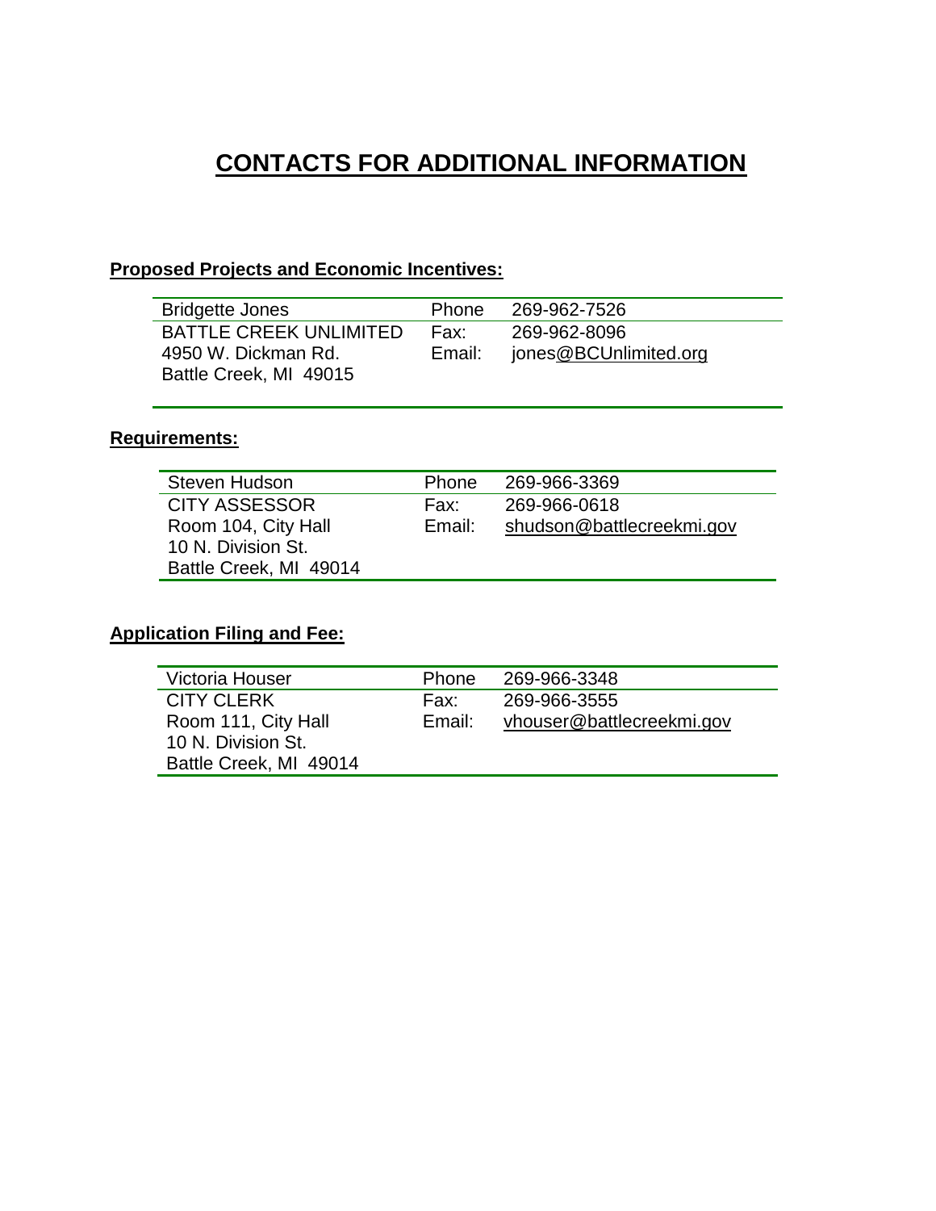# CONTACTS FOR ADDITIONAL INFORMATION

## Proposed Projects and Economic Incentives:

| | | |
|---|---|---|
| Bridgette Jones | Phone | 269-962-7526 |
| BATTLE CREEK UNLIMITED | Fax: | 269-962-8096 |
| 4950 W. Dickman Rd. | Email: | jones@BCUnlimited.org |
| Battle Creek, MI 49015 | | |

## Requirements:

| | | |
|---|---|---|
| Steven Hudson | Phone | 269-966-3369 |
| CITY ASSESSOR | Fax: | 269-966-0618 |
| Room 104, City Hall | Email: | shudson@battlecreekmi.gov |
| 10 N. Division St. | | |
| Battle Creek, MI 49014 | | |

## Application Filing and Fee:

| | | |
|---|---|---|
| Victoria Houser | Phone | 269-966-3348 |
| CITY CLERK | Fax: | 269-966-3555 |
| Room 111, City Hall | Email: | vhouser@battlecreekmi.gov |
| 10 N. Division St. | | |
| Battle Creek, MI 49014 | | |